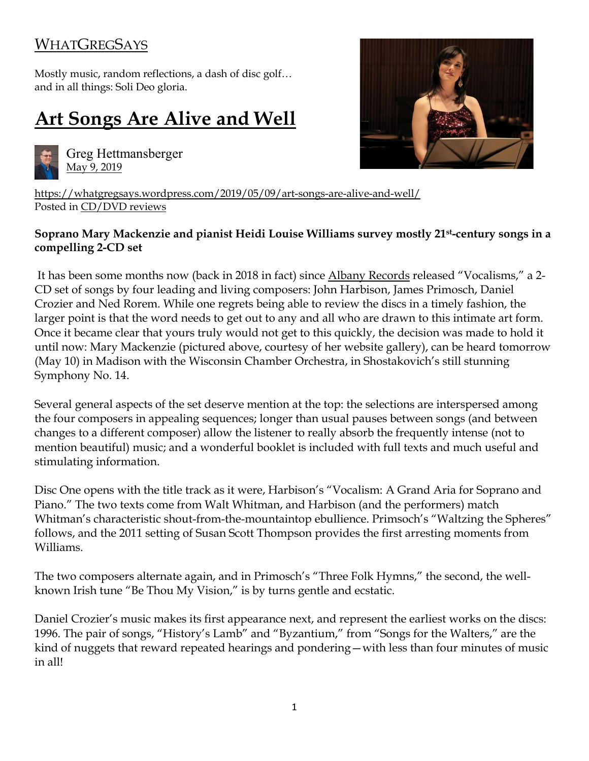WHATGREGSAYS

Mostly music, random reflections, a dash of disc golf…
and in all things: Soli Deo gloria.

# Art Songs Are Alive and Well

Greg Hettmansberger
May 9, 2019

https://whatgregsays.wordpress.com/2019/05/09/art-songs-are-alive-and-well/
Posted in CD/DVD reviews

**Soprano Mary Mackenzie and pianist Heidi Louise Williams survey mostly 21st-century songs in a compelling 2-CD set**

It has been some months now (back in 2018 in fact) since Albany Records released "Vocalisms," a 2-CD set of songs by four leading and living composers: John Harbison, James Primosch, Daniel Crozier and Ned Rorem. While one regrets being able to review the discs in a timely fashion, the larger point is that the word needs to get out to any and all who are drawn to this intimate art form. Once it became clear that yours truly would not get to this quickly, the decision was made to hold it until now: Mary Mackenzie (pictured above, courtesy of her website gallery), can be heard tomorrow (May 10) in Madison with the Wisconsin Chamber Orchestra, in Shostakovich's still stunning Symphony No. 14.

Several general aspects of the set deserve mention at the top: the selections are interspersed among the four composers in appealing sequences; longer than usual pauses between songs (and between changes to a different composer) allow the listener to really absorb the frequently intense (not to mention beautiful) music; and a wonderful booklet is included with full texts and much useful and stimulating information.

Disc One opens with the title track as it were, Harbison's "Vocalism: A Grand Aria for Soprano and Piano." The two texts come from Walt Whitman, and Harbison (and the performers) match Whitman's characteristic shout-from-the-mountaintop ebullience. Primsoch's "Waltzing the Spheres" follows, and the 2011 setting of Susan Scott Thompson provides the first arresting moments from Williams.

The two composers alternate again, and in Primosch's "Three Folk Hymns," the second, the well-known Irish tune "Be Thou My Vision," is by turns gentle and ecstatic.

Daniel Crozier's music makes its first appearance next, and represent the earliest works on the discs: 1996. The pair of songs, "History's Lamb" and "Byzantium," from "Songs for the Walters," are the kind of nuggets that reward repeated hearings and pondering—with less than four minutes of music in all!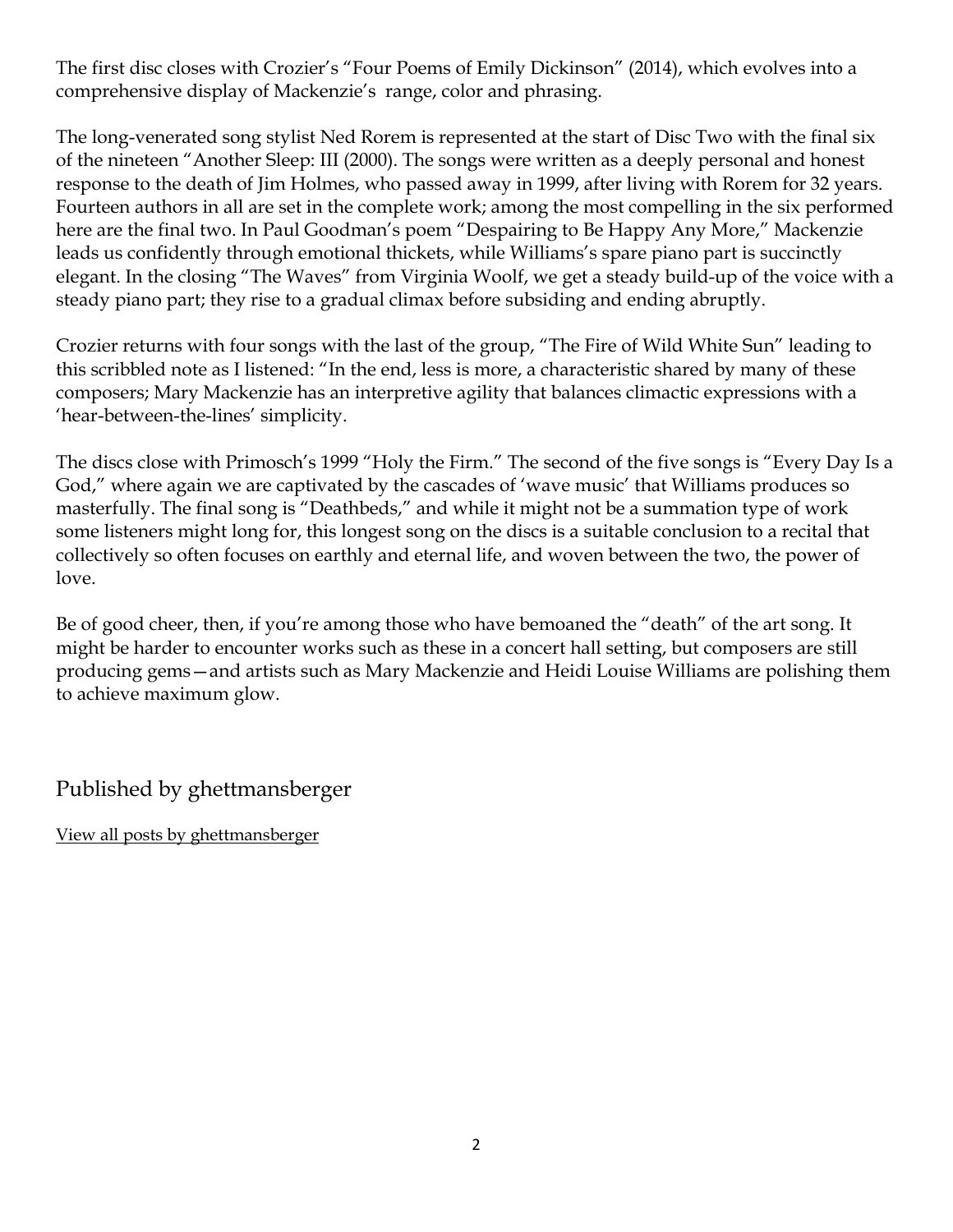The first disc closes with Crozier's "Four Poems of Emily Dickinson" (2014), which evolves into a comprehensive display of Mackenzie's range, color and phrasing.

The long-venerated song stylist Ned Rorem is represented at the start of Disc Two with the final six of the nineteen "Another Sleep: III (2000). The songs were written as a deeply personal and honest response to the death of Jim Holmes, who passed away in 1999, after living with Rorem for 32 years. Fourteen authors in all are set in the complete work; among the most compelling in the six performed here are the final two. In Paul Goodman's poem "Despairing to Be Happy Any More," Mackenzie leads us confidently through emotional thickets, while Williams's spare piano part is succinctly elegant. In the closing "The Waves" from Virginia Woolf, we get a steady build-up of the voice with a steady piano part; they rise to a gradual climax before subsiding and ending abruptly.

Crozier returns with four songs with the last of the group, "The Fire of Wild White Sun" leading to this scribbled note as I listened: "In the end, less is more, a characteristic shared by many of these composers; Mary Mackenzie has an interpretive agility that balances climactic expressions with a 'hear-between-the-lines' simplicity.

The discs close with Primosch's 1999 "Holy the Firm." The second of the five songs is "Every Day Is a God," where again we are captivated by the cascades of 'wave music' that Williams produces so masterfully. The final song is "Deathbeds," and while it might not be a summation type of work some listeners might long for, this longest song on the discs is a suitable conclusion to a recital that collectively so often focuses on earthly and eternal life, and woven between the two, the power of love.

Be of good cheer, then, if you're among those who have bemoaned the "death" of the art song. It might be harder to encounter works such as these in a concert hall setting, but composers are still producing gems—and artists such as Mary Mackenzie and Heidi Louise Williams are polishing them to achieve maximum glow.

Published by ghettmansberger

View all posts by ghettmansberger